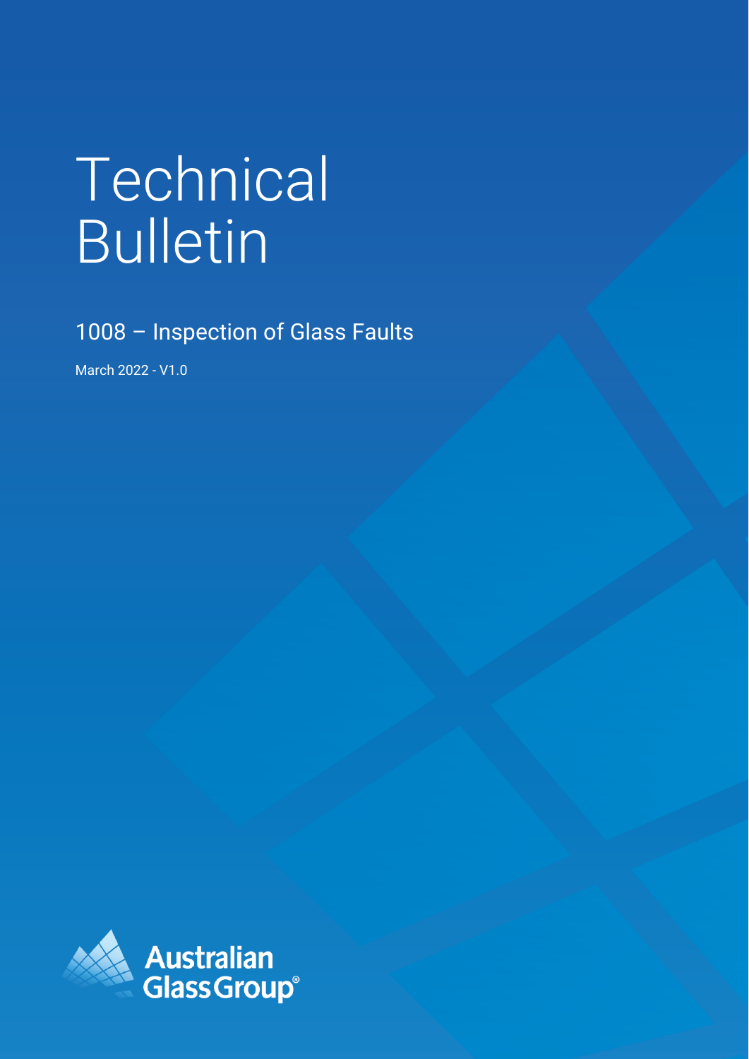# Technical Bulletin

## 1008 – Inspection of Glass Faults

March 2022 - V1.0

Australian Glass Group®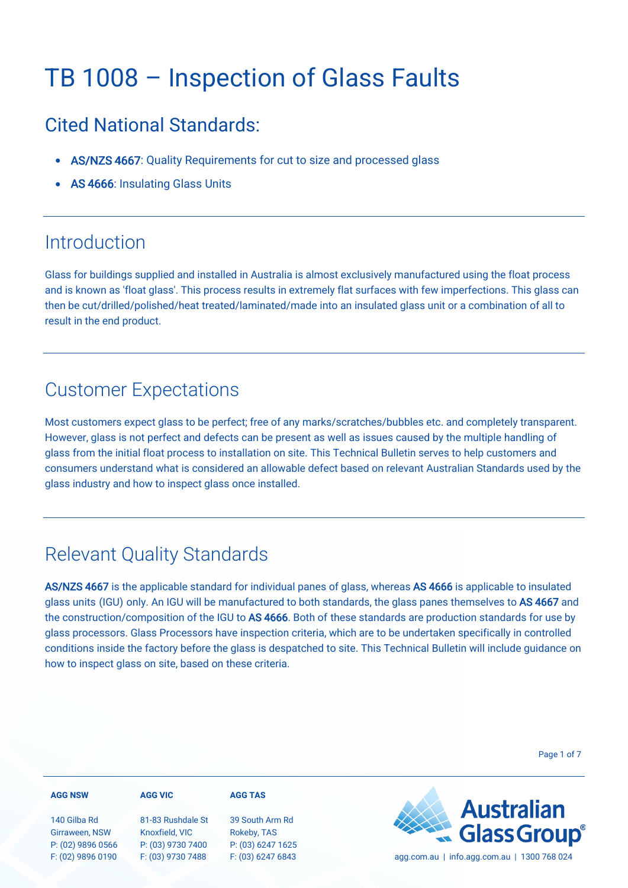# TB 1008 – Inspection of Glass Faults

## Cited National Standards:

- **AS/NZS 4667**: Quality Requirements for cut to size and processed glass
- **AS 4666**: Insulating Glass Units

## Introduction

Glass for buildings supplied and installed in Australia is almost exclusively manufactured using the float process and is known as 'float glass'. This process results in extremely flat surfaces with few imperfections. This glass can then be cut/drilled/polished/heat treated/laminated/made into an insulated glass unit or a combination of all to result in the end product.

## Customer Expectations

Most customers expect glass to be perfect; free of any marks/scratches/bubbles etc. and completely transparent. However, glass is not perfect and defects can be present as well as issues caused by the multiple handling of glass from the initial float process to installation on site. This Technical Bulletin serves to help customers and consumers understand what is considered an allowable defect based on relevant Australian Standards used by the glass industry and how to inspect glass once installed.

## Relevant Quality Standards

**AS/NZS 4667** is the applicable standard for individual panes of glass, whereas **AS 4666** is applicable to insulated glass units (IGU) only. An IGU will be manufactured to both standards, the glass panes themselves to **AS 4667** and the construction/composition of the IGU to **AS 4666**. Both of these standards are production standards for use by glass processors. Glass Processors have inspection criteria, which are to be undertaken specifically in controlled conditions inside the factory before the glass is despatched to site. This Technical Bulletin will include guidance on how to inspect glass on site, based on these criteria.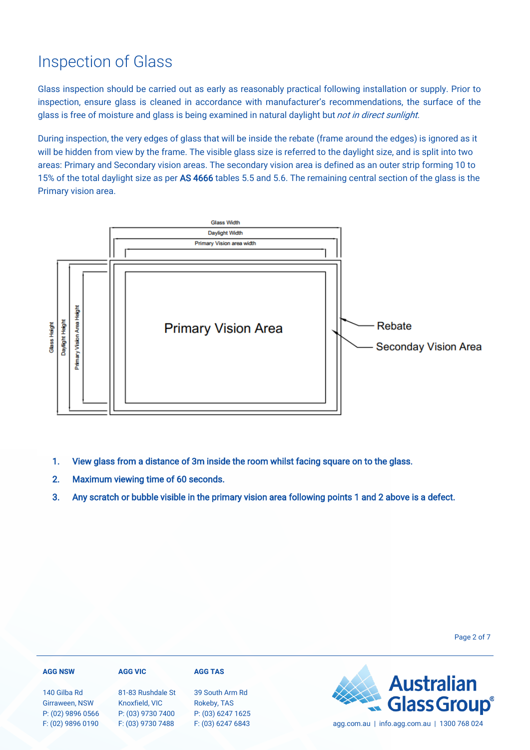# Inspection of Glass

Glass inspection should be carried out as early as reasonably practical following installation or supply. Prior to inspection, ensure glass is cleaned in accordance with manufacturer's recommendations, the surface of the glass is free of moisture and glass is being examined in natural daylight but *not in direct sunlight.*

During inspection, the very edges of glass that will be inside the rebate (frame around the edges) is ignored as it will be hidden from view by the frame. The visible glass size is referred to the daylight size, and is split into two areas: Primary and Secondary vision areas. The secondary vision area is defined as an outer strip forming 10 to 15% of the total daylight size as per **AS 4666** tables 5.5 and 5.6. The remaining central section of the glass is the Primary vision area.

Glass Width

Daylight Width

Primary Vision area width

Glass Height

Daylight Height

Primary Vision Area Height

Primary Vision Area

Rebate

Seconday Vision Area

1. **View glass from a distance of 3m inside the room whilst facing square on to the glass.**
2. **Maximum viewing time of 60 seconds.**
3. **Any scratch or bubble visible in the primary vision area following points 1 and 2 above is a defect.**

**AGG NSW**
140 Gilba Rd
Girraween, NSW
P: (02) 9896 0566
F: (02) 9896 0190

**AGG VIC**
81-83 Rushdale St
Knoxfield, VIC
P: (03) 9730 7400
F: (03) 9730 7488

**AGG TAS**
39 South Arm Rd
Rokeby, TAS
P: (03) 6247 1625
F: (03) 6247 6843

Australian Glass Group®
agg.com.au | info.agg.com.au | 1300 768 024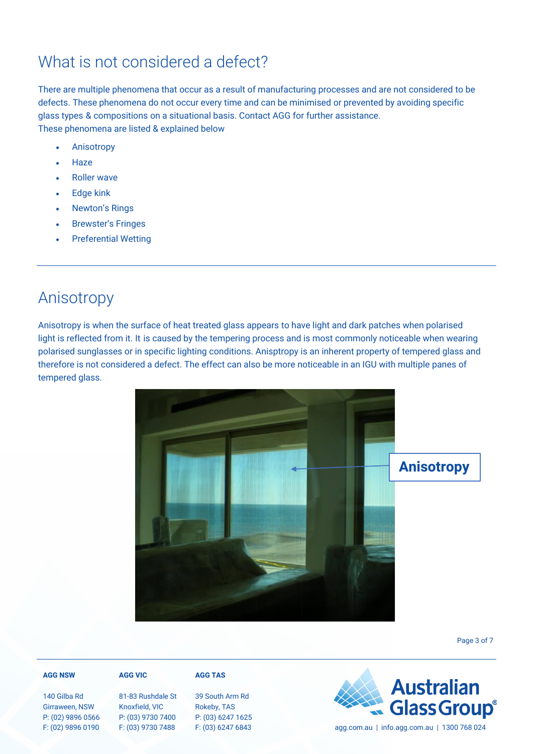## What is not considered a defect?

There are multiple phenomena that occur as a result of manufacturing processes and are not considered to be defects. These phenomena do not occur every time and can be minimised or prevented by avoiding specific glass types & compositions on a situational basis. Contact AGG for further assistance.
These phenomena are listed & explained below

- Anisotropy
- Haze
- Roller wave
- Edge kink
- Newton's Rings
- Brewster's Fringes
- Preferential Wetting

---

## Anisotropy

Anisotropy is when the surface of heat treated glass appears to have light and dark patches when polarised light is reflected from it. It is caused by the tempering process and is most commonly noticeable when wearing polarised sunglasses or in specific lighting conditions. Anisptropy is an inherent property of tempered glass and therefore is not considered a defect. The effect can also be more noticeable in an IGU with multiple panes of tempered glass.

**Anisotropy**

**AGG NSW**
140 Gilba Rd
Girraween, NSW
P: (02) 9896 0566
F: (02) 9896 0190

**AGG VIC**
81-83 Rushdale St
Knoxfield, VIC
P: (03) 9730 7400
F: (03) 9730 7488

**AGG TAS**
39 South Arm Rd
Rokeby, TAS
P: (03) 6247 1625
F: (03) 6247 6843

Australian Glass Group®
agg.com.au | info.agg.com.au | 1300 768 024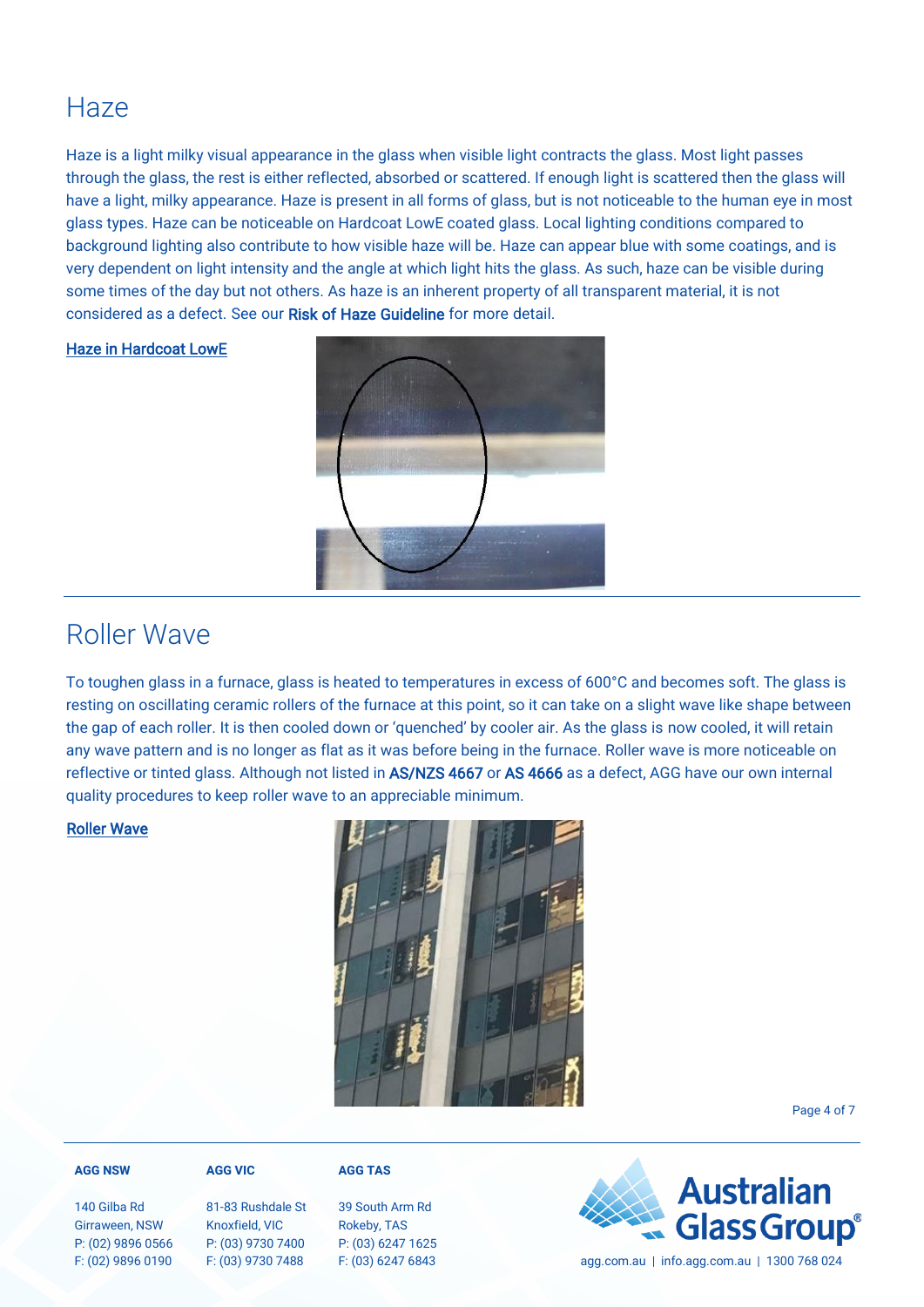# Haze

Haze is a light milky visual appearance in the glass when visible light contracts the glass. Most light passes through the glass, the rest is either reflected, absorbed or scattered. If enough light is scattered then the glass will have a light, milky appearance. Haze is present in all forms of glass, but is not noticeable to the human eye in most glass types. Haze can be noticeable on Hardcoat LowE coated glass. Local lighting conditions compared to background lighting also contribute to how visible haze will be. Haze can appear blue with some coatings, and is very dependent on light intensity and the angle at which light hits the glass. As such, haze can be visible during some times of the day but not others. As haze is an inherent property of all transparent material, it is not considered as a defect. See our Risk of Haze Guideline for more detail.

Haze in Hardcoat LowE

# Roller Wave

To toughen glass in a furnace, glass is heated to temperatures in excess of 600°C and becomes soft. The glass is resting on oscillating ceramic rollers of the furnace at this point, so it can take on a slight wave like shape between the gap of each roller. It is then cooled down or 'quenched' by cooler air. As the glass is now cooled, it will retain any wave pattern and is no longer as flat as it was before being in the furnace. Roller wave is more noticeable on reflective or tinted glass. Although not listed in AS/NZS 4667 or AS 4666 as a defect, AGG have our own internal quality procedures to keep roller wave to an appreciable minimum.

Roller Wave

**AGG NSW**
140 Gilba Rd
Girraween, NSW
P: (02) 9896 0566
F: (02) 9896 0190

**AGG VIC**
81-83 Rushdale St
Knoxfield, VIC
P: (03) 9730 7400
F: (03) 9730 7488

**AGG TAS**
39 South Arm Rd
Rokeby, TAS
P: (03) 6247 1625
F: (03) 6247 6843

Australian Glass Group®
agg.com.au | info.agg.com.au | 1300 768 024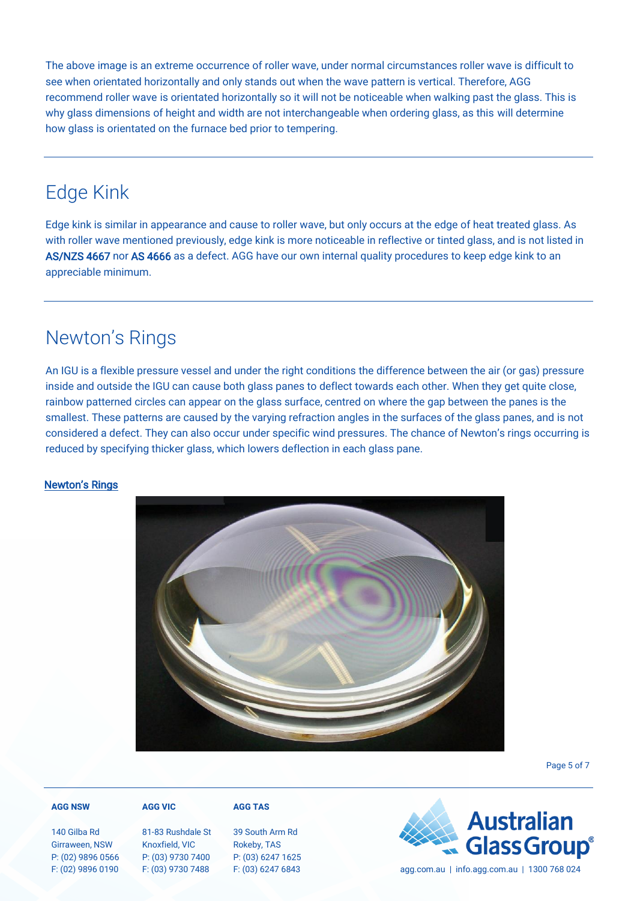The above image is an extreme occurrence of roller wave, under normal circumstances roller wave is difficult to see when orientated horizontally and only stands out when the wave pattern is vertical. Therefore, AGG recommend roller wave is orientated horizontally so it will not be noticeable when walking past the glass. This is why glass dimensions of height and width are not interchangeable when ordering glass, as this will determine how glass is orientated on the furnace bed prior to tempering.

---

## Edge Kink

Edge kink is similar in appearance and cause to roller wave, but only occurs at the edge of heat treated glass. As with roller wave mentioned previously, edge kink is more noticeable in reflective or tinted glass, and is not listed in AS/NZS 4667 nor AS 4666 as a defect. AGG have our own internal quality procedures to keep edge kink to an appreciable minimum.

---

## Newton's Rings

An IGU is a flexible pressure vessel and under the right conditions the difference between the air (or gas) pressure inside and outside the IGU can cause both glass panes to deflect towards each other. When they get quite close, rainbow patterned circles can appear on the glass surface, centred on where the gap between the panes is the smallest. These patterns are caused by the varying refraction angles in the surfaces of the glass panes, and is not considered a defect. They can also occur under specific wind pressures. The chance of Newton's rings occurring is reduced by specifying thicker glass, which lowers deflection in each glass pane.

Newton's Rings

**AGG NSW**
140 Gilba Rd
Girraween, NSW
P: (02) 9896 0566
F: (02) 9896 0190

**AGG VIC**
81-83 Rushdale St
Knoxfield, VIC
P: (03) 9730 7400
F: (03) 9730 7488

**AGG TAS**
39 South Arm Rd
Rokeby, TAS
P: (03) 6247 1625
F: (03) 6247 6843

Australian Glass Group®
agg.com.au | info.agg.com.au | 1300 768 024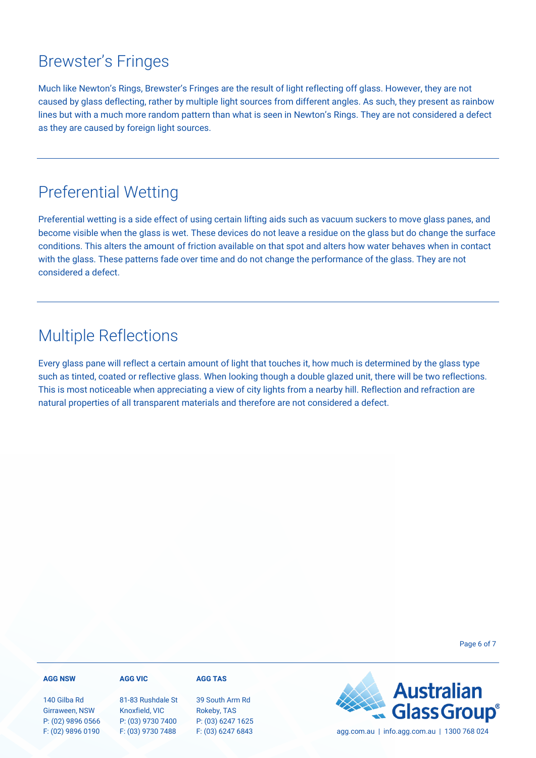## Brewster's Fringes

Much like Newton's Rings, Brewster's Fringes are the result of light reflecting off glass. However, they are not caused by glass deflecting, rather by multiple light sources from different angles. As such, they present as rainbow lines but with a much more random pattern than what is seen in Newton's Rings. They are not considered a defect as they are caused by foreign light sources.

---

## Preferential Wetting

Preferential wetting is a side effect of using certain lifting aids such as vacuum suckers to move glass panes, and become visible when the glass is wet. These devices do not leave a residue on the glass but do change the surface conditions. This alters the amount of friction available on that spot and alters how water behaves when in contact with the glass. These patterns fade over time and do not change the performance of the glass. They are not considered a defect.

---

## Multiple Reflections

Every glass pane will reflect a certain amount of light that touches it, how much is determined by the glass type such as tinted, coated or reflective glass. When looking though a double glazed unit, there will be two reflections. This is most noticeable when appreciating a view of city lights from a nearby hill. Reflection and refraction are natural properties of all transparent materials and therefore are not considered a defect.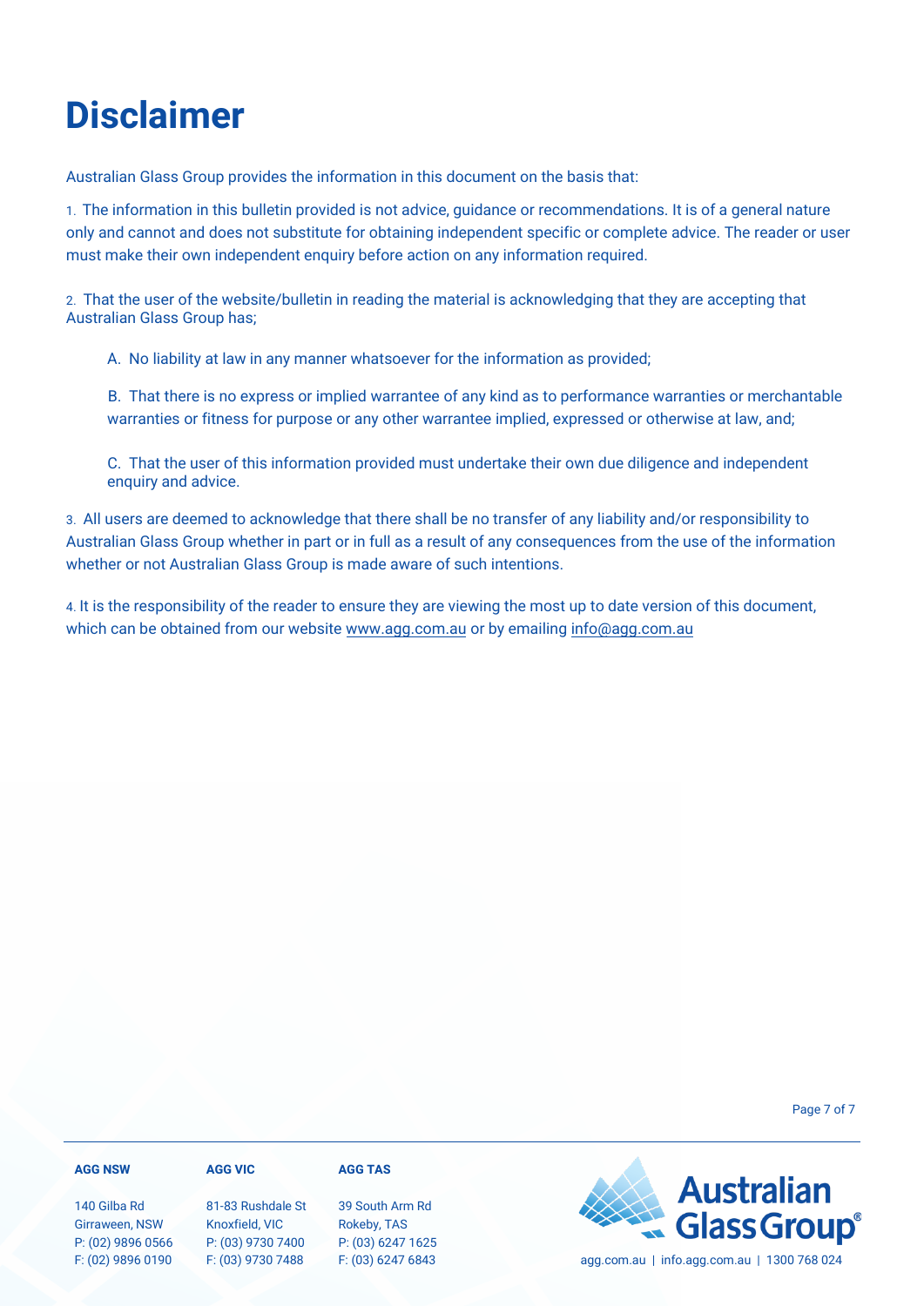# Disclaimer

Australian Glass Group provides the information in this document on the basis that:

1. The information in this bulletin provided is not advice, guidance or recommendations. It is of a general nature only and cannot and does not substitute for obtaining independent specific or complete advice. The reader or user must make their own independent enquiry before action on any information required.

2. That the user of the website/bulletin in reading the material is acknowledging that they are accepting that Australian Glass Group has;

   A. No liability at law in any manner whatsoever for the information as provided;

   B. That there is no express or implied warrantee of any kind as to performance warranties or merchantable warranties or fitness for purpose or any other warrantee implied, expressed or otherwise at law, and;

   C. That the user of this information provided must undertake their own due diligence and independent enquiry and advice.

3. All users are deemed to acknowledge that there shall be no transfer of any liability and/or responsibility to Australian Glass Group whether in part or in full as a result of any consequences from the use of the information whether or not Australian Glass Group is made aware of such intentions.

4. It is the responsibility of the reader to ensure they are viewing the most up to date version of this document, which can be obtained from our website www.agg.com.au or by emailing info@agg.com.au

**AGG NSW**
140 Gilba Rd
Girraween, NSW
P: (02) 9896 0566
F: (02) 9896 0190

**AGG VIC**
81-83 Rushdale St
Knoxfield, VIC
P: (03) 9730 7400
F: (03) 9730 7488

**AGG TAS**
39 South Arm Rd
Rokeby, TAS
P: (03) 6247 1625
F: (03) 6247 6843

Australian Glass Group®
agg.com.au | info.agg.com.au | 1300 768 024